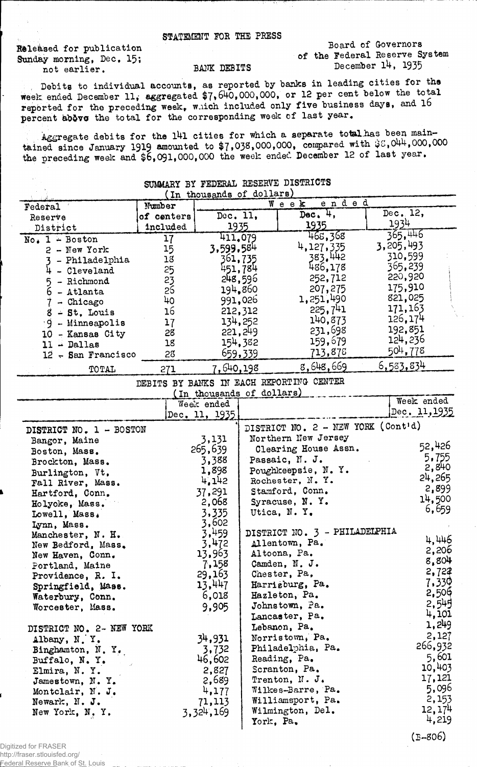STATEMENT FOR THE PRESS

Released for publication Sunday morning, Dec. 15; not earlier.

Board of Governors of the Federal Reserve System
December 14, 1935

BANK DEBITS

Debits to individual accounts, as reported by banks in leading cities for the week ended December 11, aggregated $7,640,000,000, or 12 per cent below the total reported for the preceding week, which included only five business days, and 16 percent above the total for the corresponding week of last year.

Aggregate debits for the 141 cities for which a separate total has been maintained since January 1919 amounted to $7,038,000,000, compared with $8,044,000,000 the preceding week and $6,091,000,000 the week ended December 12 of last year.

SUMMARY BY FEDERAL RESERVE DISTRICTS
(In thousands of dollars)

| Federal Reserve District | Number of centers included | Week ended Dec. 11, 1935 | Dec. 4, 1935 | Dec. 12, 1934 |
|---|---|---|---|---|
| No. 1 - Boston | 17 | 411,079 | 468,368 | 365,446 |
| 2 - New York | 15 | 3,599,584 | 4,127,335 | 3,205,493 |
| 3 - Philadelphia | 18 | 361,735 | 383,442 | 310,599 |
| 4 - Cleveland | 25 | 451,784 | 486,178 | 365,239 |
| 5 - Richmond | 23 | 248,596 | 252,712 | 220,920 |
| 6 - Atlanta | 26 | 194,860 | 207,275 | 175,910 |
| 7 - Chicago | 40 | 991,026 | 1,251,490 | 821,025 |
| 8 - St. Louis | 16 | 212,312 | 225,741 | 171,163 |
| 9 - Minneapolis | 17 | 134,252 | 140,873 | 126,174 |
| 10 - Kansas City | 28 | 221,249 | 231,698 | 192,851 |
| 11 - Dallas | 18 | 154,382 | 159,679 | 124,236 |
| 12 - San Francisco | 28 | 659,339 | 713,878 | 504,778 |
| TOTAL | 271 | 7,640,198 | 8,648,669 | 6,583,834 |

DEBITS BY BANKS IN EACH REPORTING CENTER
(In thousands of dollars)

| | Week ended Dec. 11, 1935 |
|---|---|
| **DISTRICT NO. 1 - BOSTON** | |
| Bangor, Maine | 3,131 |
| Boston, Mass. | 265,639 |
| Brockton, Mass. | 3,388 |
| Burlington, Vt. | 1,898 |
| Fall River, Mass. | 4,142 |
| Hartford, Conn. | 37,291 |
| Holyoke, Mass. | 2,068 |
| Lowell, Mass. | 3,335 |
| Lynn, Mass. | 3,602 |
| Manchester, N. H. | 3,459 |
| New Bedford, Mass. | 3,472 |
| New Haven, Conn. | 13,963 |
| Portland, Maine | 7,158 |
| Providence, R. I. | 29,163 |
| Springfield, Mass. | 13,447 |
| Waterbury, Conn. | 6,018 |
| Worcester, Mass. | 9,905 |
| **DISTRICT NO. 2 - NEW YORK** | |
| Albany, N. Y. | 34,931 |
| Binghamton, N. Y. | 3,732 |
| Buffalo, N. Y. | 46,602 |
| Elmira, N. Y. | 2,827 |
| Jamestown, N. Y. | 2,689 |
| Montclair, N. J. | 4,177 |
| Newark, N. J. | 71,113 |
| New York, N. Y. | 3,324,169 |
| Northern New Jersey Clearing House Assn. | 52,426 |
| Passaic, N. J. | 5,755 |
| Poughkeepsie, N. Y. | 2,840 |
| Rochester, N. Y. | 24,265 |
| Stamford, Conn. | 2,899 |
| Syracuse, N. Y. | 14,500 |
| Utica, N. Y. | 6,659 |
| **DISTRICT NO. 3 - PHILADELPHIA** | |
| Allentown, Pa. | 4,446 |
| Altoona, Pa. | 2,206 |
| Camden, N. J. | 8,804 |
| Chester, Pa. | 2,722 |
| Harrisburg, Pa. | 7,330 |
| Hazleton, Pa. | 2,506 |
| Johnstown, Pa. | 2,545 |
| Lancaster, Pa. | 4,101 |
| Lebanon, Pa. | 1,249 |
| Norristown, Pa. | 2,127 |
| Philadelphia, Pa. | 266,932 |
| Reading, Pa. | 5,601 |
| Scranton, Pa. | 10,403 |
| Trenton, N. J. | 17,121 |
| Wilkes-Barre, Pa. | 5,096 |
| Williamsport, Pa. | 2,153 |
| Wilmington, Del. | 12,174 |
| York, Pa. | 4,219 |

(B-806)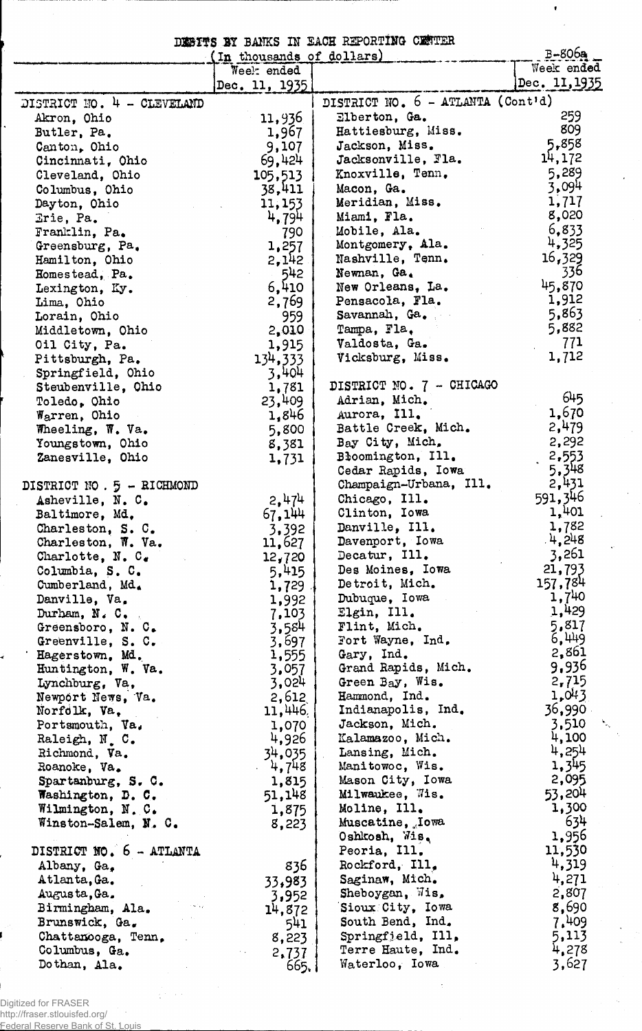# DEBITS BY BANKS IN EACH REPORTING CENTER

(In thousands of dollars)

B-806a

| | Week ended Dec. 11, 1935 |
|---|---|
| **DISTRICT NO. 4 - CLEVELAND** | |
| Akron, Ohio | 11,936 |
| Butler, Pa. | 1,967 |
| Canton, Ohio | 9,107 |
| Cincinnati, Ohio | 69,424 |
| Cleveland, Ohio | 105,513 |
| Columbus, Ohio | 38,411 |
| Dayton, Ohio | 11,153 |
| Erie, Pa. | 4,794 |
| Franklin, Pa. | 790 |
| Greensburg, Pa. | 1,257 |
| Hamilton, Ohio | 2,142 |
| Homestead, Pa. | 542 |
| Lexington, Ky. | 6,410 |
| Lima, Ohio | 2,769 |
| Lorain, Ohio | 959 |
| Middletown, Ohio | 2,010 |
| Oil City, Pa. | 1,915 |
| Pittsburgh, Pa. | 134,333 |
| Springfield, Ohio | 3,404 |
| Steubenville, Ohio | 1,781 |
| Toledo, Ohio | 23,409 |
| Warren, Ohio | 1,846 |
| Wheeling, W. Va. | 5,800 |
| Youngstown, Ohio | 8,381 |
| Zanesville, Ohio | 1,731 |
| **DISTRICT NO. 5 - RICHMOND** | |
| Asheville, N. C. | 2,474 |
| Baltimore, Md. | 67,144 |
| Charleston, S. C. | 3,392 |
| Charleston, W. Va. | 11,627 |
| Charlotte, N. C. | 12,720 |
| Columbia, S. C. | 5,415 |
| Cumberland, Md. | 1,729 |
| Danville, Va. | 1,992 |
| Durham, N. C. | 7,103 |
| Greensboro, N. C. | 3,584 |
| Greenville, S. C. | 3,697 |
| Hagerstown, Md. | 1,555 |
| Huntington, W. Va. | 3,057 |
| Lynchburg, Va. | 3,024 |
| Newport News, Va. | 2,612 |
| Norfolk, Va. | 11,446 |
| Portsmouth, Va. | 1,070 |
| Raleigh, N. C. | 4,926 |
| Richmond, Va. | 34,035 |
| Roanoke, Va. | 4,748 |
| Spartanburg, S. C. | 1,815 |
| Washington, D. C. | 51,148 |
| Wilmington, N. C. | 1,875 |
| Winston-Salem, N. C. | 8,223 |
| **DISTRICT NO. 6 - ATLANTA** | |
| Albany, Ga. | 836 |
| Atlanta, Ga. | 33,983 |
| Augusta, Ga. | 3,952 |
| Birmingham, Ala. | 14,872 |
| Brunswick, Ga. | 541 |
| Chattanooga, Tenn. | 8,223 |
| Columbus, Ga. | 2,737 |
| Dothan, Ala. | 665 |
| **DISTRICT NO. 6 - ATLANTA (Cont'd)** | |
| Elberton, Ga. | 259 |
| Hattiesburg, Miss. | 809 |
| Jackson, Miss. | 5,858 |
| Jacksonville, Fla. | 14,172 |
| Knoxville, Tenn. | 5,289 |
| Macon, Ga. | 3,094 |
| Meridian, Miss. | 1,717 |
| Miami, Fla. | 8,020 |
| Mobile, Ala. | 6,833 |
| Montgomery, Ala. | 4,325 |
| Nashville, Tenn. | 16,329 |
| Newnan, Ga. | 336 |
| New Orleans, La. | 45,870 |
| Pensacola, Fla. | 1,912 |
| Savannah, Ga. | 5,863 |
| Tampa, Fla. | 5,882 |
| Valdosta, Ga. | 771 |
| Vicksburg, Miss. | 1,712 |
| **DISTRICT NO. 7 - CHICAGO** | |
| Adrian, Mich. | 645 |
| Aurora, Ill. | 1,670 |
| Battle Creek, Mich. | 2,479 |
| Bay City, Mich. | 2,292 |
| Bloomington, Ill. | 2,553 |
| Cedar Rapids, Iowa | 5,348 |
| Champaign-Urbana, Ill. | 2,431 |
| Chicago, Ill. | 591,346 |
| Clinton, Iowa | 1,401 |
| Danville, Ill. | 1,782 |
| Davenport, Iowa | 4,248 |
| Decatur, Ill. | 3,261 |
| Des Moines, Iowa | 21,793 |
| Detroit, Mich. | 157,784 |
| Dubuque, Iowa | 1,740 |
| Elgin, Ill. | 1,429 |
| Flint, Mich. | 5,817 |
| Fort Wayne, Ind. | 6,449 |
| Gary, Ind. | 2,861 |
| Grand Rapids, Mich. | 9,936 |
| Green Bay, Wis. | 2,715 |
| Hammond, Ind. | 1,043 |
| Indianapolis, Ind. | 36,990 |
| Jackson, Mich. | 3,510 |
| Kalamazoo, Mich. | 4,100 |
| Lansing, Mich. | 4,254 |
| Manitowoc, Wis. | 1,345 |
| Mason City, Iowa | 2,095 |
| Milwaukee, Wis. | 53,204 |
| Moline, Ill. | 1,300 |
| Muscatine, Iowa | 634 |
| Oshkosh, Wis. | 1,956 |
| Peoria, Ill. | 11,530 |
| Rockford, Ill. | 4,319 |
| Saginaw, Mich. | 4,271 |
| Sheboygan, Wis. | 2,807 |
| Sioux City, Iowa | 8,690 |
| South Bend, Ind. | 7,409 |
| Springfield, Ill. | 5,113 |
| Terre Haute, Ind. | 4,278 |
| Waterloo, Iowa | 3,627 |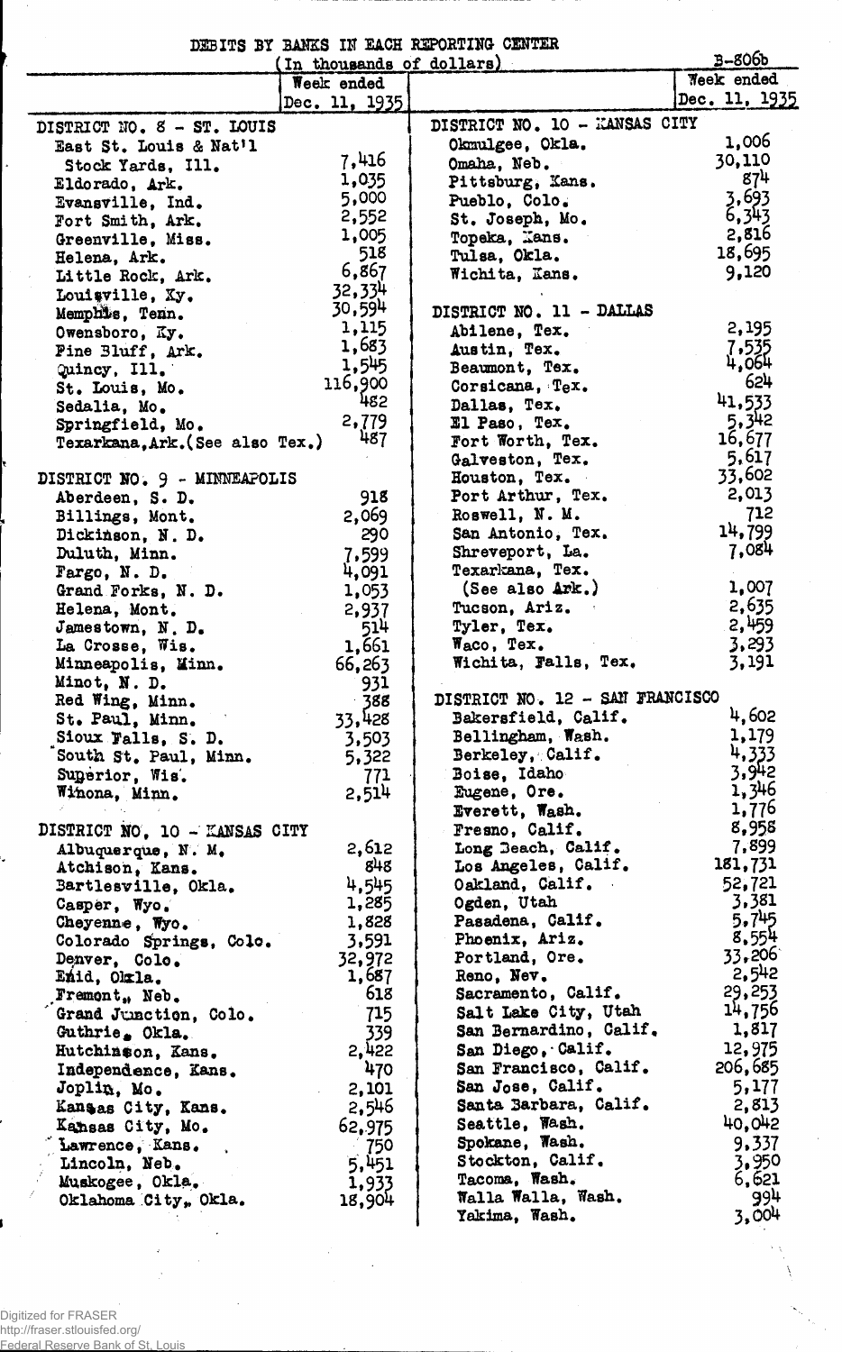# DEBITS BY BANKS IN EACH REPORTING CENTER

(In thousands of dollars)

B-806b

| | Week ended Dec. 11, 1935 |
|---|---|
| **DISTRICT NO. 8 - ST. LOUIS** | |
| East St. Louis & Nat'l Stock Yards, Ill. | 7,416 |
| Eldorado, Ark. | 1,035 |
| Evansville, Ind. | 5,000 |
| Fort Smith, Ark. | 2,552 |
| Greenville, Miss. | 1,005 |
| Helena, Ark. | 518 |
| Little Rock, Ark. | 6,867 |
| Louisville, Ky. | 32,334 |
| Memphis, Tenn. | 30,594 |
| Owensboro, Ky. | 1,115 |
| Pine Bluff, Ark. | 1,683 |
| Quincy, Ill. | 1,545 |
| St. Louis, Mo. | 116,900 |
| Sedalia, Mo. | 482 |
| Springfield, Mo. | 2,779 |
| Texarkana, Ark. (See also Tex.) | 487 |
| **DISTRICT NO. 9 - MINNEAPOLIS** | |
| Aberdeen, S. D. | 918 |
| Billings, Mont. | 2,069 |
| Dickinson, N. D. | 290 |
| Duluth, Minn. | 7,599 |
| Fargo, N. D. | 4,091 |
| Grand Forks, N. D. | 1,053 |
| Helena, Mont. | 2,937 |
| Jamestown, N. D. | 514 |
| La Crosse, Wis. | 1,661 |
| Minneapolis, Minn. | 66,263 |
| Minot, N. D. | 931 |
| Red Wing, Minn. | 388 |
| St. Paul, Minn. | 33,428 |
| Sioux Falls, S. D. | 3,503 |
| South St. Paul, Minn. | 5,322 |
| Superior, Wis. | 771 |
| Winona, Minn. | 2,514 |
| **DISTRICT NO. 10 - KANSAS CITY** | |
| Albuquerque, N. M. | 2,612 |
| Atchison, Kans. | 848 |
| Bartlesville, Okla. | 4,545 |
| Casper, Wyo. | 1,285 |
| Cheyenne, Wyo. | 1,828 |
| Colorado Springs, Colo. | 3,591 |
| Denver, Colo. | 32,972 |
| Enid, Okla. | 1,687 |
| Fremont, Neb. | 618 |
| Grand Junction, Colo. | 715 |
| Guthrie, Okla. | 339 |
| Hutchinson, Kans. | 2,422 |
| Independence, Kans. | 470 |
| Joplin, Mo. | 2,101 |
| Kansas City, Kans. | 2,546 |
| Kansas City, Mo. | 62,975 |
| Lawrence, Kans. | 750 |
| Lincoln, Neb. | 5,451 |
| Muskogee, Okla. | 1,933 |
| Oklahoma City, Okla. | 18,904 |
| Okmulgee, Okla. | 1,006 |
| Omaha, Neb. | 30,110 |
| Pittsburg, Kans. | 874 |
| Pueblo, Colo. | 3,693 |
| St. Joseph, Mo. | 6,343 |
| Topeka, Kans. | 2,816 |
| Tulsa, Okla. | 18,695 |
| Wichita, Kans. | 9,120 |
| **DISTRICT NO. 11 - DALLAS** | |
| Abilene, Tex. | 2,195 |
| Austin, Tex. | 7,535 |
| Beaumont, Tex. | 4,064 |
| Corsicana, Tex. | 624 |
| Dallas, Tex. | 41,533 |
| El Paso, Tex. | 5,342 |
| Fort Worth, Tex. | 16,677 |
| Galveston, Tex. | 5,617 |
| Houston, Tex. | 33,602 |
| Port Arthur, Tex. | 2,013 |
| Roswell, N. M. | 712 |
| San Antonio, Tex. | 14,799 |
| Shreveport, La. | 7,084 |
| Texarkana, Tex. (See also Ark.) | 1,007 |
| Tucson, Ariz. | 2,635 |
| Tyler, Tex. | 2,459 |
| Waco, Tex. | 3,293 |
| Wichita Falls, Tex. | 3,191 |
| **DISTRICT NO. 12 - SAN FRANCISCO** | |
| Bakersfield, Calif. | 4,602 |
| Bellingham, Wash. | 1,179 |
| Berkeley, Calif. | 4,333 |
| Boise, Idaho | 3,942 |
| Eugene, Ore. | 1,346 |
| Everett, Wash. | 1,776 |
| Fresno, Calif. | 8,958 |
| Long Beach, Calif. | 7,899 |
| Los Angeles, Calif. | 181,731 |
| Oakland, Calif. | 52,721 |
| Ogden, Utah | 3,381 |
| Pasadena, Calif. | 5,745 |
| Phoenix, Ariz. | 8,554 |
| Portland, Ore. | 33,206 |
| Reno, Nev. | 2,542 |
| Sacramento, Calif. | 29,253 |
| Salt Lake City, Utah | 14,756 |
| San Bernardino, Calif. | 1,817 |
| San Diego, Calif. | 12,975 |
| San Francisco, Calif. | 206,685 |
| San Jose, Calif. | 5,177 |
| Santa Barbara, Calif. | 2,813 |
| Seattle, Wash. | 40,042 |
| Spokane, Wash. | 9,337 |
| Stockton, Calif. | 3,950 |
| Tacoma, Wash. | 6,621 |
| Walla Walla, Wash. | 994 |
| Yakima, Wash. | 3,004 |